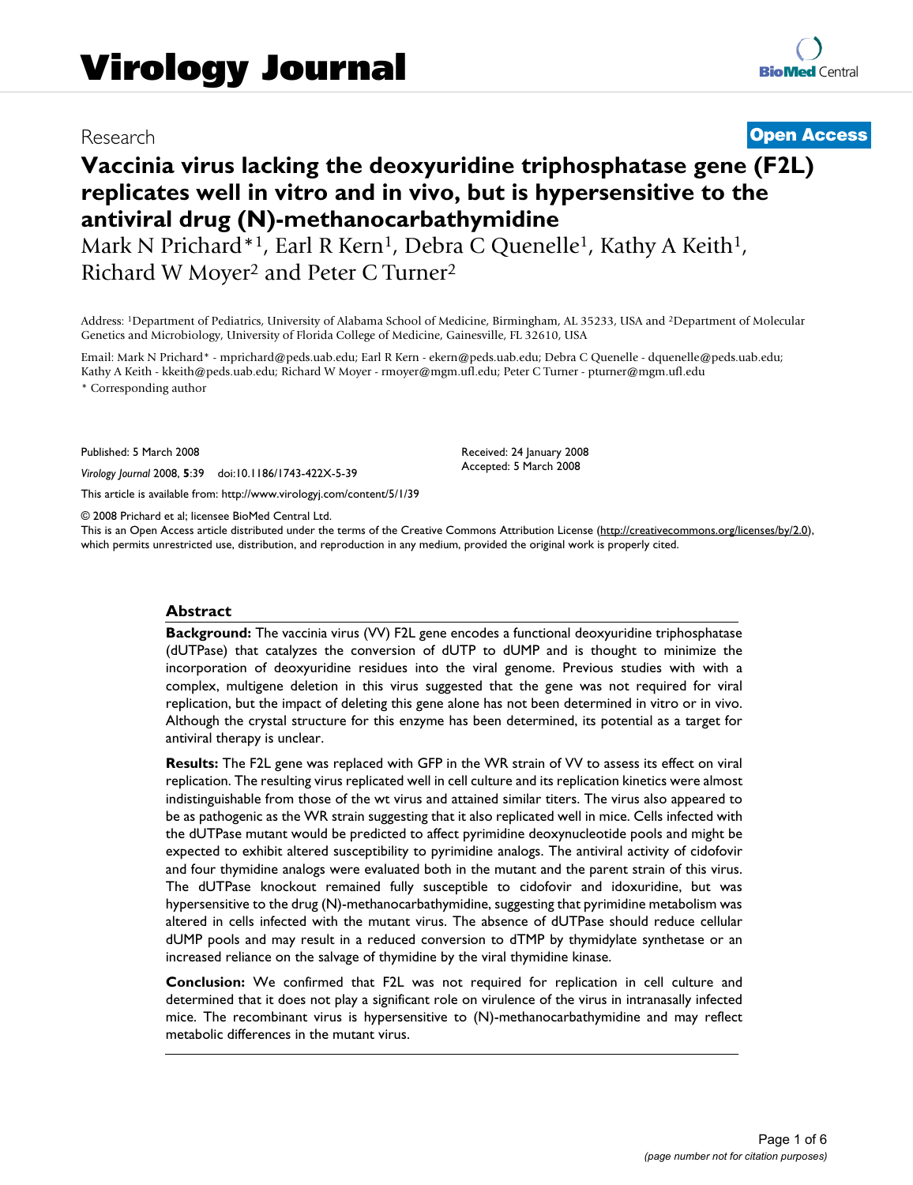Research **Open Access**

# Vaccinia virus lacking the deoxyuridine triphosphatase gene (F2L) replicates well in vitro and in vivo, but is hypersensitive to the antiviral drug (N)-methanocarbathymidine

Mark N Prichard*[1], Earl R Kern[1], Debra C Quenelle[1], Kathy A Keith[1], Richard W Moyer[2] and Peter C Turner[2]

Address: [1]Department of Pediatrics, University of Alabama School of Medicine, Birmingham, AL 35233, USA and [2]Department of Molecular Genetics and Microbiology, University of Florida College of Medicine, Gainesville, FL 32610, USA

Email: Mark N Prichard* - mprichard@peds.uab.edu; Earl R Kern - ekern@peds.uab.edu; Debra C Quenelle - dquenelle@peds.uab.edu; Kathy A Keith - kkeith@peds.uab.edu; Richard W Moyer - rmoyer@mgm.ufl.edu; Peter C Turner - pturner@mgm.ufl.edu

\* Corresponding author

Published: 5 March 2008

*Virology Journal* 2008, **5**:39 doi:10.1186/1743-422X-5-39

Received: 24 January 2008
Accepted: 5 March 2008

This article is available from: http://www.virologyj.com/content/5/1/39

© 2008 Prichard et al; licensee BioMed Central Ltd.
This is an Open Access article distributed under the terms of the Creative Commons Attribution License (http://creativecommons.org/licenses/by/2.0), which permits unrestricted use, distribution, and reproduction in any medium, provided the original work is properly cited.

## Abstract

**Background:** The vaccinia virus (VV) F2L gene encodes a functional deoxyuridine triphosphatase (dUTPase) that catalyzes the conversion of dUTP to dUMP and is thought to minimize the incorporation of deoxyuridine residues into the viral genome. Previous studies with with a complex, multigene deletion in this virus suggested that the gene was not required for viral replication, but the impact of deleting this gene alone has not been determined in vitro or in vivo. Although the crystal structure for this enzyme has been determined, its potential as a target for antiviral therapy is unclear.

**Results:** The F2L gene was replaced with GFP in the WR strain of VV to assess its effect on viral replication. The resulting virus replicated well in cell culture and its replication kinetics were almost indistinguishable from those of the wt virus and attained similar titers. The virus also appeared to be as pathogenic as the WR strain suggesting that it also replicated well in mice. Cells infected with the dUTPase mutant would be predicted to affect pyrimidine deoxynucleotide pools and might be expected to exhibit altered susceptibility to pyrimidine analogs. The antiviral activity of cidofovir and four thymidine analogs were evaluated both in the mutant and the parent strain of this virus. The dUTPase knockout remained fully susceptible to cidofovir and idoxuridine, but was hypersensitive to the drug (N)-methanocarbathymidine, suggesting that pyrimidine metabolism was altered in cells infected with the mutant virus. The absence of dUTPase should reduce cellular dUMP pools and may result in a reduced conversion to dTMP by thymidylate synthetase or an increased reliance on the salvage of thymidine by the viral thymidine kinase.

**Conclusion:** We confirmed that F2L was not required for replication in cell culture and determined that it does not play a significant role on virulence of the virus in intranasally infected mice. The recombinant virus is hypersensitive to (N)-methanocarbathymidine and may reflect metabolic differences in the mutant virus.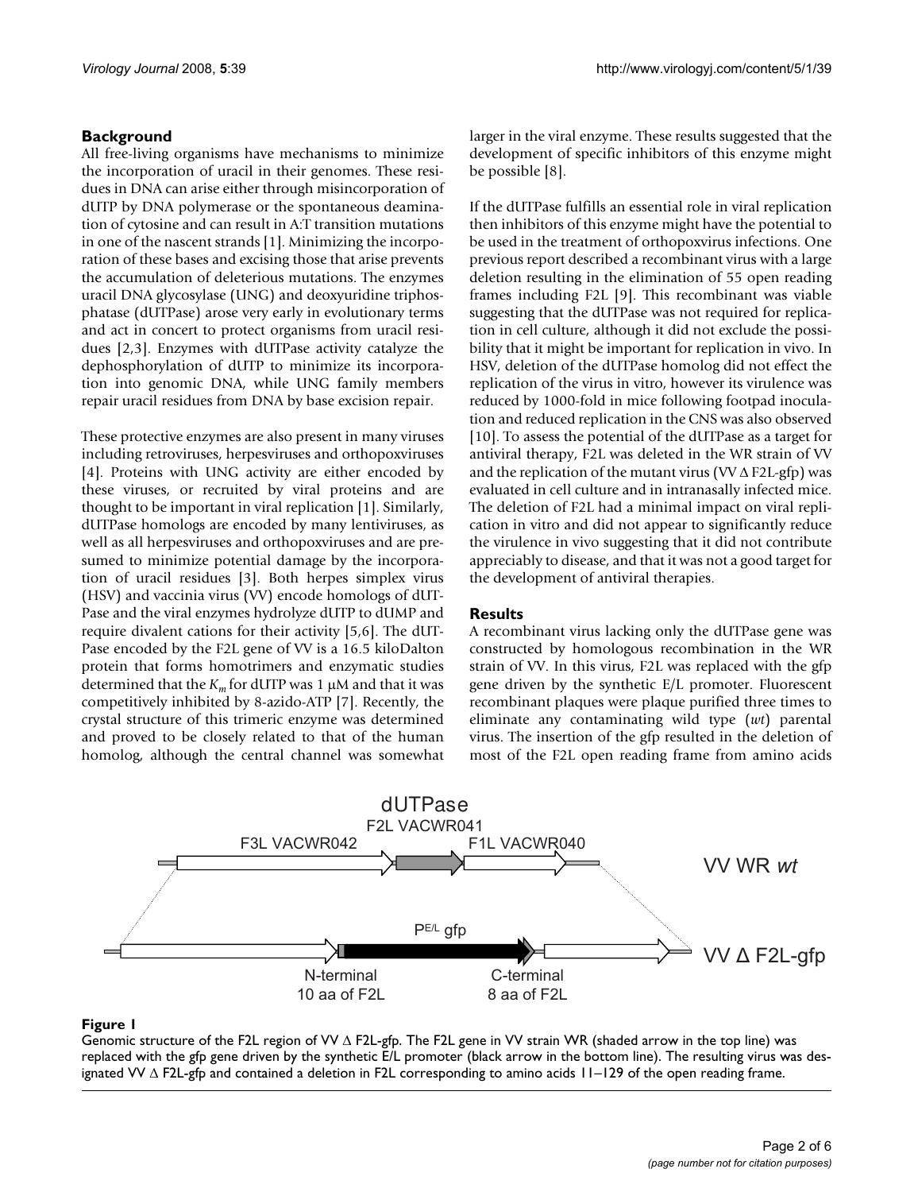## Background

All free-living organisms have mechanisms to minimize the incorporation of uracil in their genomes. These residues in DNA can arise either through misincorporation of dUTP by DNA polymerase or the spontaneous deamination of cytosine and can result in A:T transition mutations in one of the nascent strands [1]. Minimizing the incorporation of these bases and excising those that arise prevents the accumulation of deleterious mutations. The enzymes uracil DNA glycosylase (UNG) and deoxyuridine triphosphatase (dUTPase) arose very early in evolutionary terms and act in concert to protect organisms from uracil residues [2,3]. Enzymes with dUTPase activity catalyze the dephosphorylation of dUTP to minimize its incorporation into genomic DNA, while UNG family members repair uracil residues from DNA by base excision repair.

These protective enzymes are also present in many viruses including retroviruses, herpesviruses and orthopoxviruses [4]. Proteins with UNG activity are either encoded by these viruses, or recruited by viral proteins and are thought to be important in viral replication [1]. Similarly, dUTPase homologs are encoded by many lentiviruses, as well as all herpesviruses and orthopoxviruses and are presumed to minimize potential damage by the incorporation of uracil residues [3]. Both herpes simplex virus (HSV) and vaccinia virus (VV) encode homologs of dUTPase and the viral enzymes hydrolyze dUTP to dUMP and require divalent cations for their activity [5,6]. The dUTPase encoded by the F2L gene of VV is a 16.5 kiloDalton protein that forms homotrimers and enzymatic studies determined that the $K_m$ for dUTP was 1 μM and that it was competitively inhibited by 8-azido-ATP [7]. Recently, the crystal structure of this trimeric enzyme was determined and proved to be closely related to that of the human homolog, although the central channel was somewhat larger in the viral enzyme. These results suggested that the development of specific inhibitors of this enzyme might be possible [8].

If the dUTPase fulfills an essential role in viral replication then inhibitors of this enzyme might have the potential to be used in the treatment of orthopoxvirus infections. One previous report described a recombinant virus with a large deletion resulting in the elimination of 55 open reading frames including F2L [9]. This recombinant was viable suggesting that the dUTPase was not required for replication in cell culture, although it did not exclude the possibility that it might be important for replication in vivo. In HSV, deletion of the dUTPase homolog did not effect the replication of the virus in vitro, however its virulence was reduced by 1000-fold in mice following footpad inoculation and reduced replication in the CNS was also observed [10]. To assess the potential of the dUTPase as a target for antiviral therapy, F2L was deleted in the WR strain of VV and the replication of the mutant virus (VV Δ F2L-gfp) was evaluated in cell culture and in intranasally infected mice. The deletion of F2L had a minimal impact on viral replication in vitro and did not appear to significantly reduce the virulence in vivo suggesting that it did not contribute appreciably to disease, and that it was not a good target for the development of antiviral therapies.

## Results

A recombinant virus lacking only the dUTPase gene was constructed by homologous recombination in the WR strain of VV. In this virus, F2L was replaced with the gfp gene driven by the synthetic E/L promoter. Fluorescent recombinant plaques were plaque purified three times to eliminate any contaminating wild type (*wt*) parental virus. The insertion of the gfp resulted in the deletion of most of the F2L open reading frame from amino acids

**Figure 1**

Genomic structure of the F2L region of VV Δ F2L-gfp. The F2L gene in VV strain WR (shaded arrow in the top line) was replaced with the gfp gene driven by the synthetic E/L promoter (black arrow in the bottom line). The resulting virus was designated VV Δ F2L-gfp and contained a deletion in F2L corresponding to amino acids 11–129 of the open reading frame.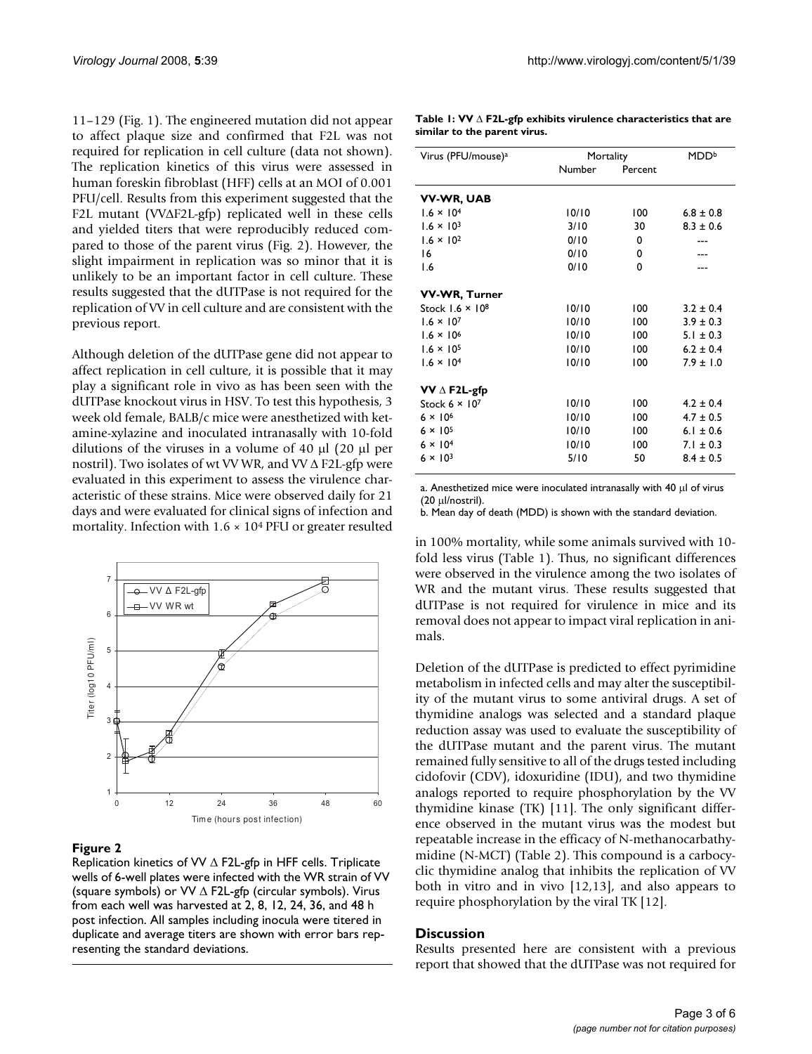11–129 (Fig. 1). The engineered mutation did not appear to affect plaque size and confirmed that F2L was not required for replication in cell culture (data not shown). The replication kinetics of this virus were assessed in human foreskin fibroblast (HFF) cells at an MOI of 0.001 PFU/cell. Results from this experiment suggested that the F2L mutant (VVΔF2L-gfp) replicated well in these cells and yielded titers that were reproducibly reduced compared to those of the parent virus (Fig. 2). However, the slight impairment in replication was so minor that it is unlikely to be an important factor in cell culture. These results suggested that the dUTPase is not required for the replication of VV in cell culture and are consistent with the previous report.

Although deletion of the dUTPase gene did not appear to affect replication in cell culture, it is possible that it may play a significant role in vivo as has been seen with the dUTPase knockout virus in HSV. To test this hypothesis, 3 week old female, BALB/c mice were anesthetized with ketamine-xylazine and inoculated intranasally with 10-fold dilutions of the viruses in a volume of 40 μl (20 μl per nostril). Two isolates of wt VV WR, and VV Δ F2L-gfp were evaluated in this experiment to assess the virulence characteristic of these strains. Mice were observed daily for 21 days and were evaluated for clinical signs of infection and mortality. Infection with $1.6 \times 10^4$ PFU or greater resulted in 100% mortality, while some animals survived with 10-fold less virus (Table 1). Thus, no significant differences were observed in the virulence among the two isolates of WR and the mutant virus. These results suggested that dUTPase is not required for virulence in mice and its removal does not appear to impact viral replication in animals.

VV Δ F2L-gfp
VV WR wt
Titer (log10 PFU/ml)
1
2
3
4
5
6
7
0
12
24
36
48
60
Time (hours post infection)

**Figure 2**
Replication kinetics of VV Δ F2L-gfp in HFF cells. Triplicate wells of 6-well plates were infected with the WR strain of VV (square symbols) or VV Δ F2L-gfp (circular symbols). Virus from each well was harvested at 2, 8, 12, 24, 36, and 48 h post infection. All samples including inocula were titered in duplicate and average titers are shown with error bars representing the standard deviations.

**Table 1: VV Δ F2L-gfp exhibits virulence characteristics that are similar to the parent virus.**

| Virus (PFU/mouse)[a] | Mortality | | MDD[b] |
|---|---|---|---|
| | Number | Percent | |
| **VV-WR, UAB** | | | |
| $1.6 \times 10^4$ | 10/10 | 100 | 6.8 ± 0.8 |
| $1.6 \times 10^3$ | 3/10 | 30 | 8.3 ± 0.6 |
| $1.6 \times 10^2$ | 0/10 | 0 | --- |
| 16 | 0/10 | 0 | --- |
| 1.6 | 0/10 | 0 | --- |
| **VV-WR, Turner** | | | |
| Stock $1.6 \times 10^8$ | 10/10 | 100 | 3.2 ± 0.4 |
| $1.6 \times 10^7$ | 10/10 | 100 | 3.9 ± 0.3 |
| $1.6 \times 10^6$ | 10/10 | 100 | 5.1 ± 0.3 |
| $1.6 \times 10^5$ | 10/10 | 100 | 6.2 ± 0.4 |
| $1.6 \times 10^4$ | 10/10 | 100 | 7.9 ± 1.0 |
| **VV Δ F2L-gfp** | | | |
| Stock $6 \times 10^7$ | 10/10 | 100 | 4.2 ± 0.4 |
| $6 \times 10^6$ | 10/10 | 100 | 4.7 ± 0.5 |
| $6 \times 10^5$ | 10/10 | 100 | 6.1 ± 0.6 |
| $6 \times 10^4$ | 10/10 | 100 | 7.1 ± 0.3 |
| $6 \times 10^3$ | 5/10 | 50 | 8.4 ± 0.5 |

a. Anesthetized mice were inoculated intranasally with 40 μl of virus (20 μl/nostril).
b. Mean day of death (MDD) is shown with the standard deviation.

Deletion of the dUTPase is predicted to effect pyrimidine metabolism in infected cells and may alter the susceptibility of the mutant virus to some antiviral drugs. A set of thymidine analogs was selected and a standard plaque reduction assay was used to evaluate the susceptibility of the dUTPase mutant and the parent virus. The mutant remained fully sensitive to all of the drugs tested including cidofovir (CDV), idoxuridine (IDU), and two thymidine analogs reported to require phosphorylation by the VV thymidine kinase (TK) [11]. The only significant difference observed in the mutant virus was the modest but repeatable increase in the efficacy of N-methanocarbathymidine (N-MCT) (Table 2). This compound is a carbocyclic thymidine analog that inhibits the replication of VV both in vitro and in vivo [12,13], and also appears to require phosphorylation by the viral TK [12].

## Discussion

Results presented here are consistent with a previous report that showed that the dUTPase was not required for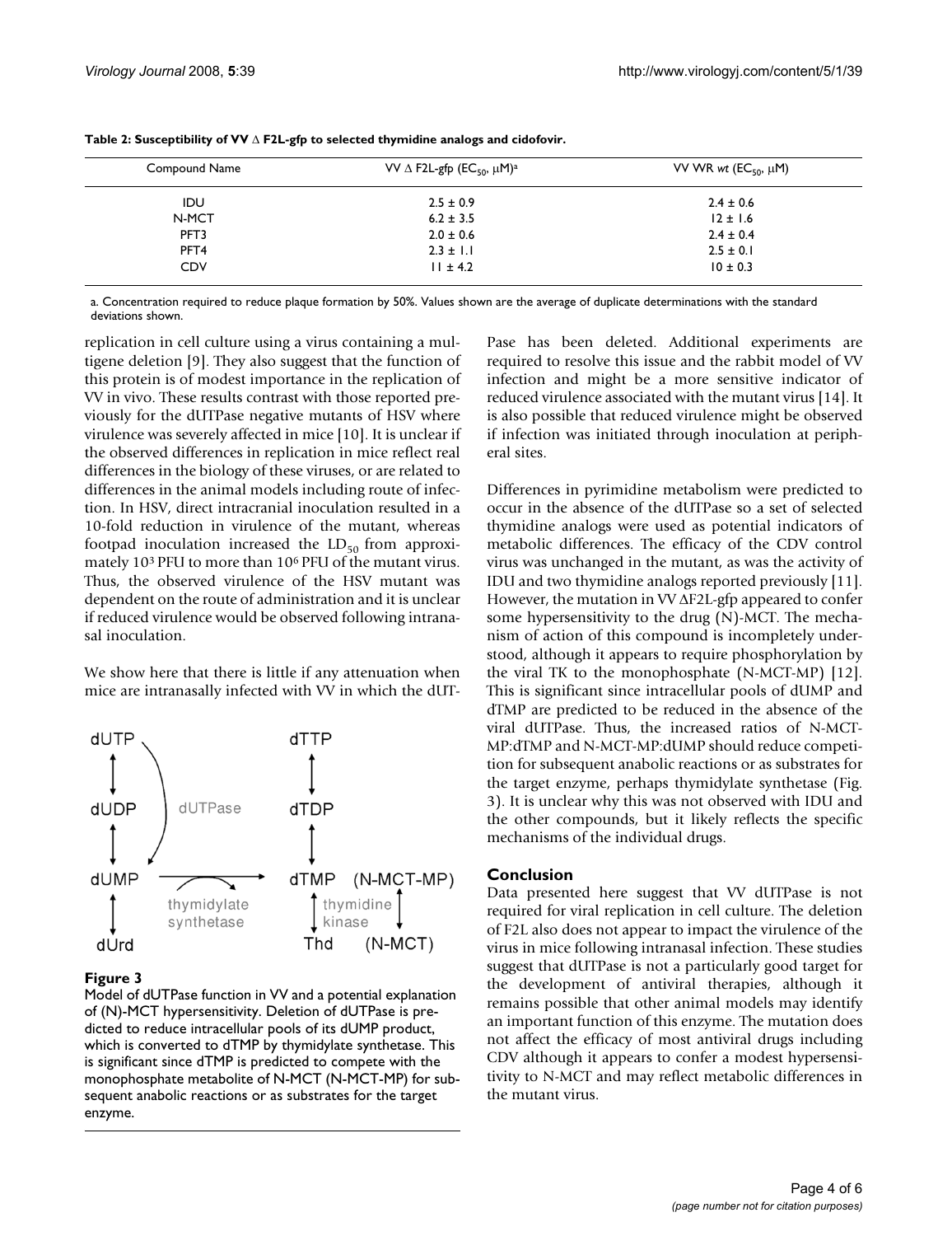**Table 2: Susceptibility of VV Δ F2L-gfp to selected thymidine analogs and cidofovir.**

| Compound Name | VV Δ F2L-gfp ($EC_{50}$, μM)[a] | VV WR *wt* ($EC_{50}$, μM) |
|---|---|---|
| IDU | 2.5 ± 0.9 | 2.4 ± 0.6 |
| N-MCT | 6.2 ± 3.5 | 12 ± 1.6 |
| PFT3 | 2.0 ± 0.6 | 2.4 ± 0.4 |
| PFT4 | 2.3 ± 1.1 | 2.5 ± 0.1 |
| CDV | 11 ± 4.2 | 10 ± 0.3 |

a. Concentration required to reduce plaque formation by 50%. Values shown are the average of duplicate determinations with the standard deviations shown.

replication in cell culture using a virus containing a multigene deletion [9]. They also suggest that the function of this protein is of modest importance in the replication of VV in vivo. These results contrast with those reported previously for the dUTPase negative mutants of HSV where virulence was severely affected in mice [10]. It is unclear if the observed differences in replication in mice reflect real differences in the biology of these viruses, or are related to differences in the animal models including route of infection. In HSV, direct intracranial inoculation resulted in a 10-fold reduction in virulence of the mutant, whereas footpad inoculation increased the $LD_{50}$ from approximately $10^3$ PFU to more than $10^6$ PFU of the mutant virus. Thus, the observed virulence of the HSV mutant was dependent on the route of administration and it is unclear if reduced virulence would be observed following intranasal inoculation.

We show here that there is little if any attenuation when mice are intranasally infected with VV in which the dUTPase has been deleted. Additional experiments are required to resolve this issue and the rabbit model of VV infection and might be a more sensitive indicator of reduced virulence associated with the mutant virus [14]. It is also possible that reduced virulence might be observed if infection was initiated through inoculation at peripheral sites.

dUTP
dUDP
dUMP
dUrd
dUTPase
thymidylate synthetase
dTTP
dTDP
dTMP
(N-MCT-MP)
thymidine kinase
Thd
(N-MCT)

**Figure 3**

Model of dUTPase function in VV and a potential explanation of (N)-MCT hypersensitivity. Deletion of dUTPase is predicted to reduce intracellular pools of its dUMP product, which is converted to dTMP by thymidylate synthetase. This is significant since dTMP is predicted to compete with the monophosphate metabolite of N-MCT (N-MCT-MP) for subsequent anabolic reactions or as substrates for the target enzyme.

Differences in pyrimidine metabolism were predicted to occur in the absence of the dUTPase so a set of selected thymidine analogs were used as potential indicators of metabolic differences. The efficacy of the CDV control virus was unchanged in the mutant, as was the activity of IDU and two thymidine analogs reported previously [11]. However, the mutation in VV ΔF2L-gfp appeared to confer some hypersensitivity to the drug (N)-MCT. The mechanism of action of this compound is incompletely understood, although it appears to require phosphorylation by the viral TK to the monophosphate (N-MCT-MP) [12]. This is significant since intracellular pools of dUMP and dTMP are predicted to be reduced in the absence of the viral dUTPase. Thus, the increased ratios of N-MCT-MP:dTMP and N-MCT-MP:dUMP should reduce competition for subsequent anabolic reactions or as substrates for the target enzyme, perhaps thymidylate synthetase (Fig. 3). It is unclear why this was not observed with IDU and the other compounds, but it likely reflects the specific mechanisms of the individual drugs.

## Conclusion

Data presented here suggest that VV dUTPase is not required for viral replication in cell culture. The deletion of F2L also does not appear to impact the virulence of the virus in mice following intranasal infection. These studies suggest that dUTPase is not a particularly good target for the development of antiviral therapies, although it remains possible that other animal models may identify an important function of this enzyme. The mutation does not affect the efficacy of most antiviral drugs including CDV although it appears to confer a modest hypersensitivity to N-MCT and may reflect metabolic differences in the mutant virus.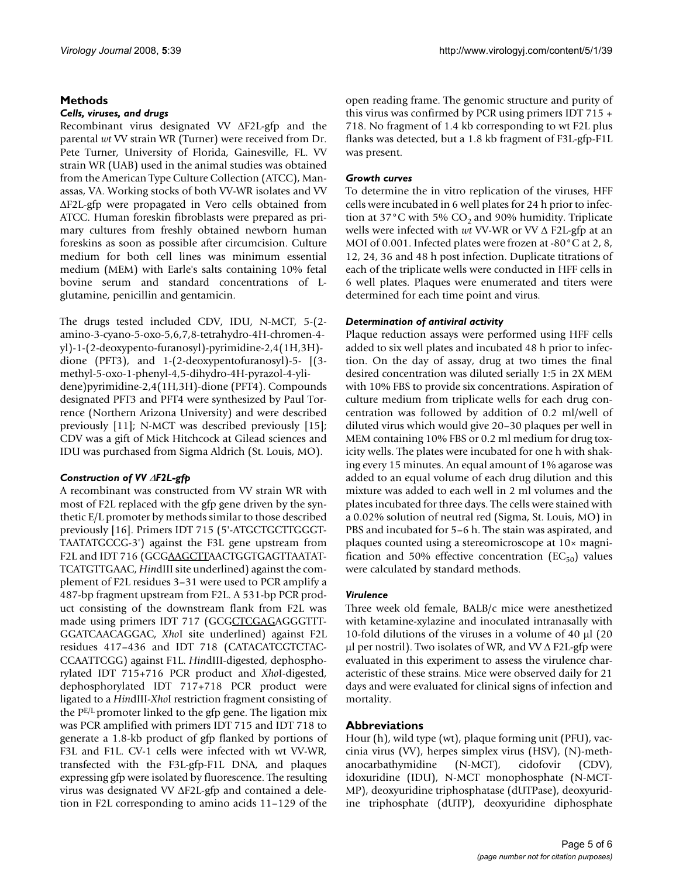## Methods

### *Cells, viruses, and drugs*

Recombinant virus designated VV ΔF2L-gfp and the parental *wt* VV strain WR (Turner) were received from Dr. Pete Turner, University of Florida, Gainesville, FL. VV strain WR (UAB) used in the animal studies was obtained from the American Type Culture Collection (ATCC), Manassas, VA. Working stocks of both VV-WR isolates and VV ΔF2L-gfp were propagated in Vero cells obtained from ATCC. Human foreskin fibroblasts were prepared as primary cultures from freshly obtained newborn human foreskins as soon as possible after circumcision. Culture medium for both cell lines was minimum essential medium (MEM) with Earle's salts containing 10% fetal bovine serum and standard concentrations of L-glutamine, penicillin and gentamicin.

The drugs tested included CDV, IDU, N-MCT, 5-(2-amino-3-cyano-5-oxo-5,6,7,8-tetrahydro-4H-chromen-4-yl)-1-(2-deoxypento-furanosyl)-pyrimidine-2,4(1H,3H)-dione (PFT3), and 1-(2-deoxypentofuranosyl)-5- [(3-methyl-5-oxo-1-phenyl-4,5-dihydro-4H-pyrazol-4-ylidene)pyrimidine-2,4(1H,3H)-dione (PFT4). Compounds designated PFT3 and PFT4 were synthesized by Paul Torrence (Northern Arizona University) and were described previously [11]; N-MCT was described previously [15]; CDV was a gift of Mick Hitchcock at Gilead sciences and IDU was purchased from Sigma Aldrich (St. Louis, MO).

### *Construction of VV ΔF2L-gfp*

A recombinant was constructed from VV strain WR with most of F2L replaced with the gfp gene driven by the synthetic E/L promoter by methods similar to those described previously [16]. Primers IDT 715 (5'-ATGCTGCTTGGGT-TAATATGCCG-3') against the F3L gene upstream from F2L and IDT 716 (GCGAAGCTTAACTGGTGAGTTAATAT-TCATGTTGAAC, *Hin*dIII site underlined) against the complement of F2L residues 3–31 were used to PCR amplify a 487-bp fragment upstream from F2L. A 531-bp PCR product consisting of the downstream flank from F2L was made using primers IDT 717 (GCGCTCGAGAGGGTTT-GGATCAACAGGAC, *Xho*I site underlined) against F2L residues 417–436 and IDT 718 (CATACATCGTCTAC-CCAATTCGG) against F1L. *Hin*dIII-digested, dephosphorylated IDT 715+716 PCR product and *Xho*I-digested, dephosphorylated IDT 717+718 PCR product were ligated to a *Hin*dIII-*Xho*I restriction fragment consisting of the $P^{E/L}$ promoter linked to the gfp gene. The ligation mix was PCR amplified with primers IDT 715 and IDT 718 to generate a 1.8-kb product of gfp flanked by portions of F3L and F1L. CV-1 cells were infected with wt VV-WR, transfected with the F3L-gfp-F1L DNA, and plaques expressing gfp were isolated by fluorescence. The resulting virus was designated VV ΔF2L-gfp and contained a deletion in F2L corresponding to amino acids 11–129 of the open reading frame. The genomic structure and purity of this virus was confirmed by PCR using primers IDT 715 + 718. No fragment of 1.4 kb corresponding to wt F2L plus flanks was detected, but a 1.8 kb fragment of F3L-gfp-F1L was present.

### *Growth curves*

To determine the in vitro replication of the viruses, HFF cells were incubated in 6 well plates for 24 h prior to infection at 37°C with 5% $CO_2$ and 90% humidity. Triplicate wells were infected with *wt* VV-WR or VV Δ F2L-gfp at an MOI of 0.001. Infected plates were frozen at -80°C at 2, 8, 12, 24, 36 and 48 h post infection. Duplicate titrations of each of the triplicate wells were conducted in HFF cells in 6 well plates. Plaques were enumerated and titers were determined for each time point and virus.

### *Determination of antiviral activity*

Plaque reduction assays were performed using HFF cells added to six well plates and incubated 48 h prior to infection. On the day of assay, drug at two times the final desired concentration was diluted serially 1:5 in 2X MEM with 10% FBS to provide six concentrations. Aspiration of culture medium from triplicate wells for each drug concentration was followed by addition of 0.2 ml/well of diluted virus which would give 20–30 plaques per well in MEM containing 10% FBS or 0.2 ml medium for drug toxicity wells. The plates were incubated for one h with shaking every 15 minutes. An equal amount of 1% agarose was added to an equal volume of each drug dilution and this mixture was added to each well in 2 ml volumes and the plates incubated for three days. The cells were stained with a 0.02% solution of neutral red (Sigma, St. Louis, MO) in PBS and incubated for 5–6 h. The stain was aspirated, and plaques counted using a stereomicroscope at 10× magnification and 50% effective concentration ($EC_{50}$) values were calculated by standard methods.

### *Virulence*

Three week old female, BALB/c mice were anesthetized with ketamine-xylazine and inoculated intranasally with 10-fold dilutions of the viruses in a volume of 40 μl (20 μl per nostril). Two isolates of WR, and VV Δ F2L-gfp were evaluated in this experiment to assess the virulence characteristic of these strains. Mice were observed daily for 21 days and were evaluated for clinical signs of infection and mortality.

## Abbreviations

Hour (h), wild type (wt), plaque forming unit (PFU), vaccinia virus (VV), herpes simplex virus (HSV), (N)-methanocarbathymidine (N-MCT), cidofovir (CDV), idoxuridine (IDU), N-MCT monophosphate (N-MCT-MP), deoxyuridine triphosphatase (dUTPase), deoxyuridine triphosphate (dUTP), deoxyuridine diphosphate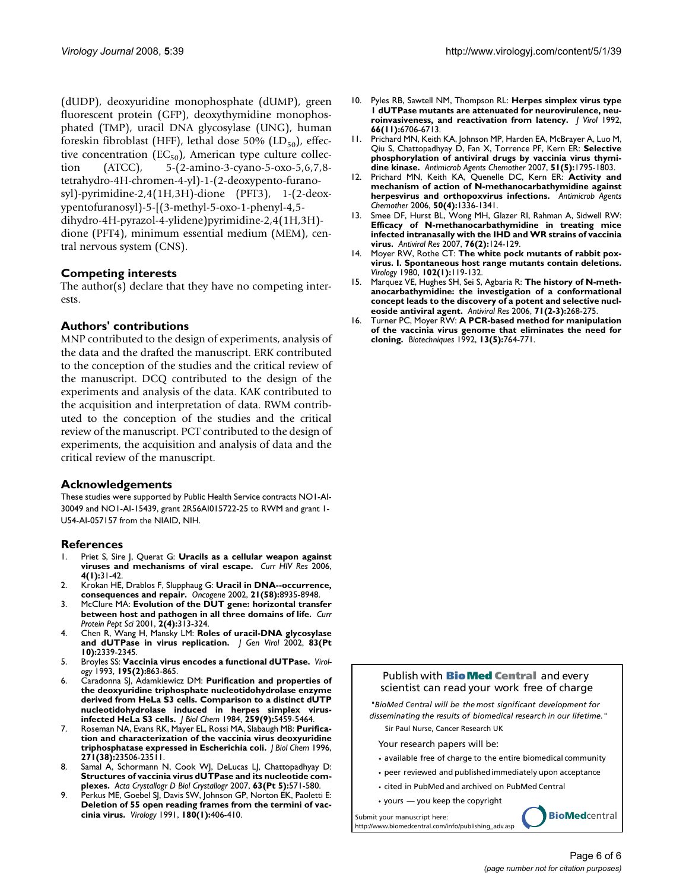(dUDP), deoxyuridine monophosphate (dUMP), green fluorescent protein (GFP), deoxythymidine monophosphated (TMP), uracil DNA glycosylase (UNG), human foreskin fibroblast (HFF), lethal dose 50% ($LD_{50}$), effective concentration ($EC_{50}$), American type culture collection (ATCC), 5-(2-amino-3-cyano-5-oxo-5,6,7,8-tetrahydro-4H-chromen-4-yl)-1-(2-deoxypento-furanosyl)-pyrimidine-2,4(1H,3H)-dione (PFT3), 1-(2-deoxypentofuranosyl)-5-[(3-methyl-5-oxo-1-phenyl-4,5-dihydro-4H-pyrazol-4-ylidene)pyrimidine-2,4(1H,3H)-dione (PFT4), minimum essential medium (MEM), central nervous system (CNS).

## Competing interests

The author(s) declare that they have no competing interests.

## Authors' contributions

MNP contributed to the design of experiments, analysis of the data and the drafted the manuscript. ERK contributed to the conception of the studies and the critical review of the manuscript. DCQ contributed to the design of the experiments and analysis of the data. KAK contributed to the acquisition and interpretation of data. RWM contributed to the conception of the studies and the critical review of the manuscript. PCT contributed to the design of experiments, the acquisition and analysis of data and the critical review of the manuscript.

## Acknowledgements

These studies were supported by Public Health Service contracts NO1-AI-30049 and NO1-AI-15439, grant 2R56AI015722-25 to RWM and grant 1-U54-AI-057157 from the NIAID, NIH.

## References

1. Priet S, Sire J, Querat G: **Uracils as a cellular weapon against viruses and mechanisms of viral escape.** *Curr HIV Res* 2006, **4(1):**31-42.
2. Krokan HE, Drablos F, Slupphaug G: **Uracil in DNA--occurrence, consequences and repair.** *Oncogene* 2002, **21(58):**8935-8948.
3. McClure MA: **Evolution of the DUT gene: horizontal transfer between host and pathogen in all three domains of life.** *Curr Protein Pept Sci* 2001, **2(4):**313-324.
4. Chen R, Wang H, Mansky LM: **Roles of uracil-DNA glycosylase and dUTPase in virus replication.** *J Gen Virol* 2002, **83(Pt 10):**2339-2345.
5. Broyles SS: **Vaccinia virus encodes a functional dUTPase.** *Virology* 1993, **195(2):**863-865.
6. Caradonna SJ, Adamkiewicz DM: **Purification and properties of the deoxyuridine triphosphate nucleotidohydrolase enzyme derived from HeLa S3 cells. Comparison to a distinct dUTP nucleotidohydrolase induced in herpes simplex virus-infected HeLa S3 cells.** *J Biol Chem* 1984, **259(9):**5459-5464.
7. Roseman NA, Evans RK, Mayer EL, Rossi MA, Slabaugh MB: **Purification and characterization of the vaccinia virus deoxyuridine triphosphatase expressed in Escherichia coli.** *J Biol Chem* 1996, **271(38):**23506-23511.
8. Samal A, Schormann N, Cook WJ, DeLucas LJ, Chattopadhyay D: **Structures of vaccinia virus dUTPase and its nucleotide complexes.** *Acta Crystallogr D Biol Crystallogr* 2007, **63(Pt 5):**571-580.
9. Perkus ME, Goebel SJ, Davis SW, Johnson GP, Norton EK, Paoletti E: **Deletion of 55 open reading frames from the termini of vaccinia virus.** *Virology* 1991, **180(1):**406-410.
10. Pyles RB, Sawtell NM, Thompson RL: **Herpes simplex virus type 1 dUTPase mutants are attenuated for neurovirulence, neuroinvasiveness, and reactivation from latency.** *J Virol* 1992, **66(11):**6706-6713.
11. Prichard MN, Keith KA, Johnson MP, Harden EA, McBrayer A, Luo M, Qiu S, Chattopadhyay D, Fan X, Torrence PF, Kern ER: **Selective phosphorylation of antiviral drugs by vaccinia virus thymidine kinase.** *Antimicrob Agents Chemother* 2007, **51(5):**1795-1803.
12. Prichard MN, Keith KA, Quenelle DC, Kern ER: **Activity and mechanism of action of N-methanocarbathymidine against herpesvirus and orthopoxvirus infections.** *Antimicrob Agents Chemother* 2006, **50(4):**1336-1341.
13. Smee DF, Hurst BL, Wong MH, Glazer RI, Rahman A, Sidwell RW: **Efficacy of N-methanocarbathymidine in treating mice infected intranasally with the IHD and WR strains of vaccinia virus.** *Antiviral Res* 2007, **76(2):**124-129.
14. Moyer RW, Rothe CT: **The white pock mutants of rabbit poxvirus. I. Spontaneous host range mutants contain deletions.** *Virology* 1980, **102(1):**119-132.
15. Marquez VE, Hughes SH, Sei S, Agbaria R: **The history of N-methanocarbathymidine: the investigation of a conformational concept leads to the discovery of a potent and selective nucleoside antiviral agent.** *Antiviral Res* 2006, **71(2-3):**268-275.
16. Turner PC, Moyer RW: **A PCR-based method for manipulation of the vaccinia virus genome that eliminates the need for cloning.** *Biotechniques* 1992, **13(5):**764-771.